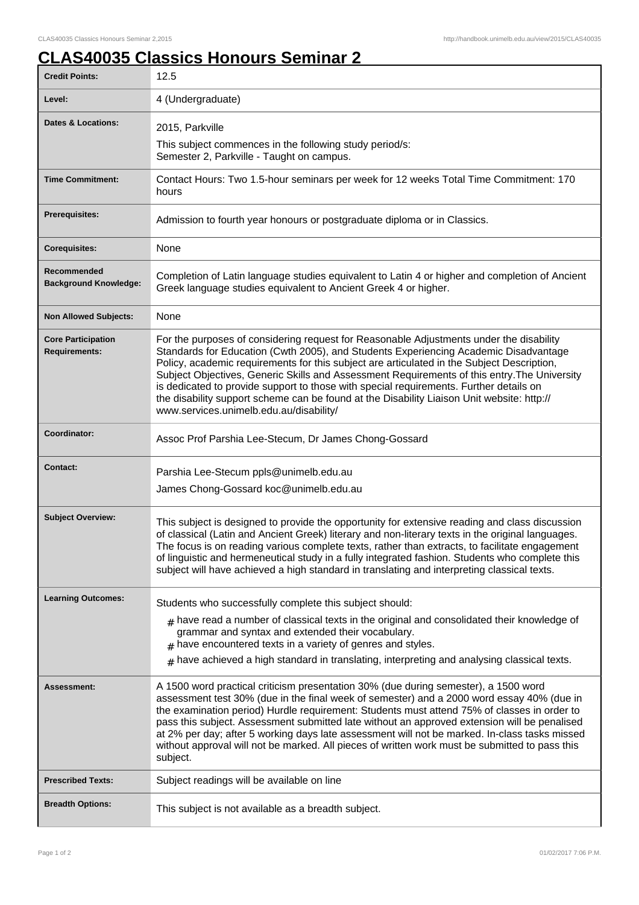# CLAS40035 Classics Honours Seminar 2

| | |
|---|---|
| **Credit Points:** | 12.5 |
| **Level:** | 4 (Undergraduate) |
| **Dates & Locations:** | 2015, Parkville<br>This subject commences in the following study period/s:<br>Semester 2, Parkville - Taught on campus. |
| **Time Commitment:** | Contact Hours: Two 1.5-hour seminars per week for 12 weeks Total Time Commitment: 170 hours |
| **Prerequisites:** | Admission to fourth year honours or postgraduate diploma or in Classics. |
| **Corequisites:** | None |
| **Recommended Background Knowledge:** | Completion of Latin language studies equivalent to Latin 4 or higher and completion of Ancient Greek language studies equivalent to Ancient Greek 4 or higher. |
| **Non Allowed Subjects:** | None |
| **Core Participation Requirements:** | For the purposes of considering request for Reasonable Adjustments under the disability Standards for Education (Cwth 2005), and Students Experiencing Academic Disadvantage Policy, academic requirements for this subject are articulated in the Subject Description, Subject Objectives, Generic Skills and Assessment Requirements of this entry.The University is dedicated to provide support to those with special requirements. Further details on the disability support scheme can be found at the Disability Liaison Unit website: http://www.services.unimelb.edu.au/disability/ |
| **Coordinator:** | Assoc Prof Parshia Lee-Stecum, Dr James Chong-Gossard |
| **Contact:** | Parshia Lee-Stecum ppls@unimelb.edu.au<br>James Chong-Gossard koc@unimelb.edu.au |
| **Subject Overview:** | This subject is designed to provide the opportunity for extensive reading and class discussion of classical (Latin and Ancient Greek) literary and non-literary texts in the original languages. The focus is on reading various complete texts, rather than extracts, to facilitate engagement of linguistic and hermeneutical study in a fully integrated fashion. Students who complete this subject will have achieved a high standard in translating and interpreting classical texts. |
| **Learning Outcomes:** | Students who successfully complete this subject should:<br># have read a number of classical texts in the original and consolidated their knowledge of grammar and syntax and extended their vocabulary.<br># have encountered texts in a variety of genres and styles.<br># have achieved a high standard in translating, interpreting and analysing classical texts. |
| **Assessment:** | A 1500 word practical criticism presentation 30% (due during semester), a 1500 word assessment test 30% (due in the final week of semester) and a 2000 word essay 40% (due in the examination period) Hurdle requirement: Students must attend 75% of classes in order to pass this subject. Assessment submitted late without an approved extension will be penalised at 2% per day; after 5 working days late assessment will not be marked. In-class tasks missed without approval will not be marked. All pieces of written work must be submitted to pass this subject. |
| **Prescribed Texts:** | Subject readings will be available on line |
| **Breadth Options:** | This subject is not available as a breadth subject. |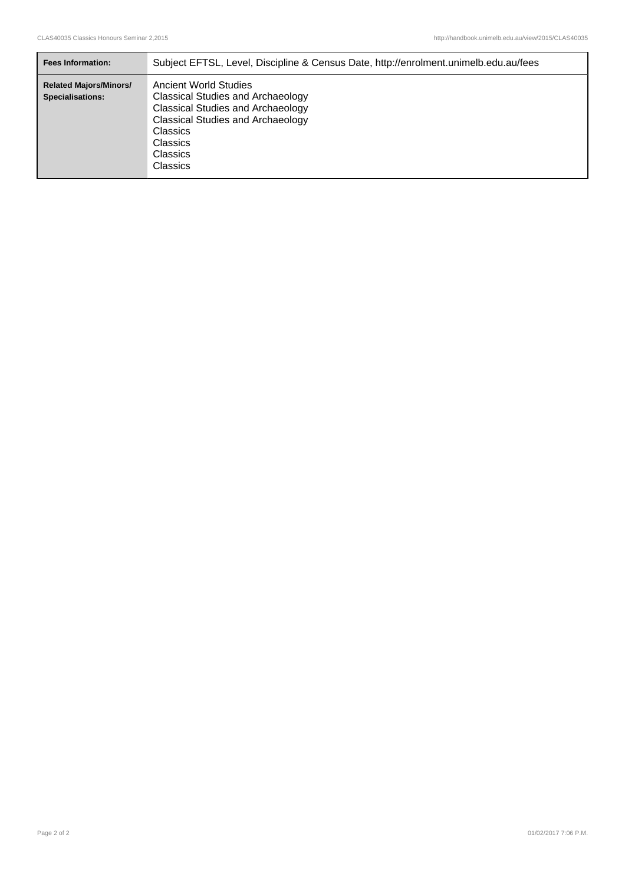| | |
|---|---|
| **Fees Information:** | Subject EFTSL, Level, Discipline & Census Date, http://enrolment.unimelb.edu.au/fees |
| **Related Majors/Minors/ Specialisations:** | Ancient World Studies<br>Classical Studies and Archaeology<br>Classical Studies and Archaeology<br>Classical Studies and Archaeology<br>Classics<br>Classics<br>Classics<br>Classics |